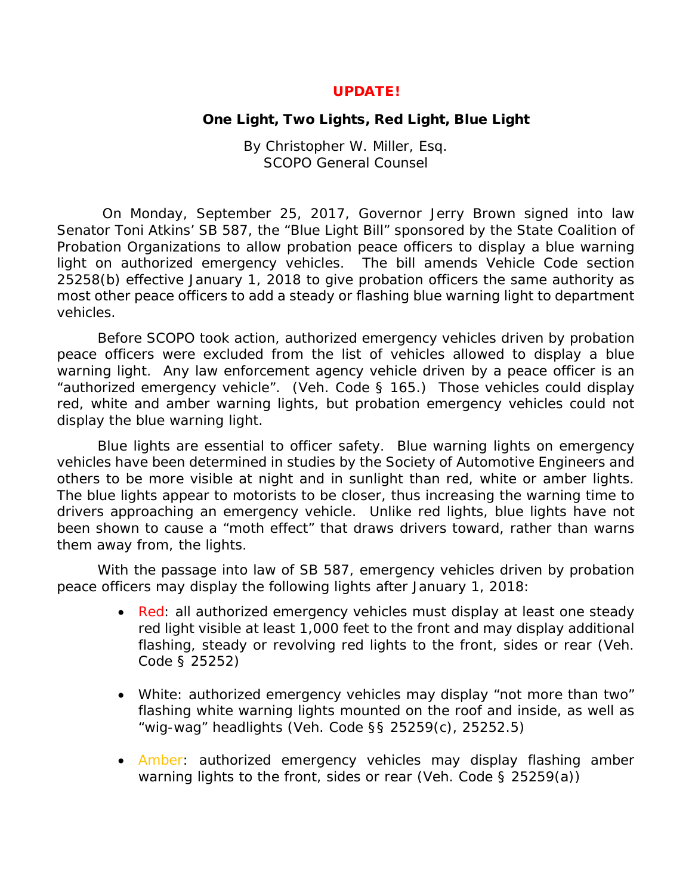**UPDATE!**

## One Light, Two Lights, Red Light, Blue Light

By Christopher W. Miller, Esq.
SCOPO General Counsel

On Monday, September 25, 2017, Governor Jerry Brown signed into law Senator Toni Atkins' SB 587, the "Blue Light Bill" sponsored by the State Coalition of Probation Organizations to allow probation peace officers to display a blue warning light on authorized emergency vehicles. The bill amends Vehicle Code section 25258(b) effective January 1, 2018 to give probation officers the same authority as most other peace officers to add a steady or flashing blue warning light to department vehicles.

Before SCOPO took action, authorized emergency vehicles driven by probation peace officers were excluded from the list of vehicles allowed to display a blue warning light. Any law enforcement agency vehicle driven by a peace officer is an "authorized emergency vehicle". (Veh. Code § 165.) Those vehicles could display red, white and amber warning lights, but probation emergency vehicles could not display the blue warning light.

Blue lights are essential to officer safety. Blue warning lights on emergency vehicles have been determined in studies by the Society of Automotive Engineers and others to be more visible at night and in sunlight than red, white or amber lights. The blue lights appear to motorists to be closer, thus increasing the warning time to drivers approaching an emergency vehicle. Unlike red lights, blue lights have not been shown to cause a "moth effect" that draws drivers toward, rather than warns them away from, the lights.

With the passage into law of SB 587, emergency vehicles driven by probation peace officers may display the following lights after January 1, 2018:

- Red: all authorized emergency vehicles must display at least one steady red light visible at least 1,000 feet to the front and may display additional flashing, steady or revolving red lights to the front, sides or rear (Veh. Code § 25252)

- White: authorized emergency vehicles may display "not more than two" flashing white warning lights mounted on the roof and inside, as well as "wig-wag" headlights (Veh. Code §§ 25259(c), 25252.5)

- Amber: authorized emergency vehicles may display flashing amber warning lights to the front, sides or rear (Veh. Code § 25259(a))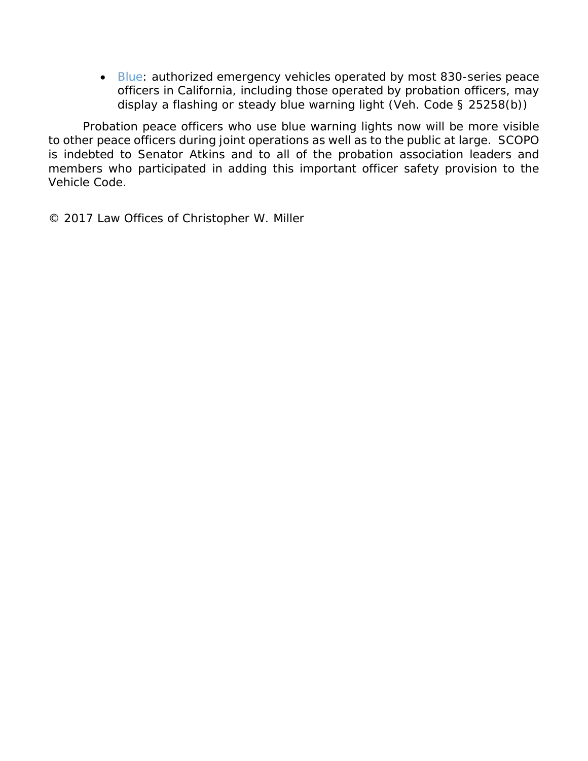- Blue: authorized emergency vehicles operated by most 830-series peace officers in California, including those operated by probation officers, may display a flashing or steady blue warning light (Veh. Code § 25258(b))

Probation peace officers who use blue warning lights now will be more visible to other peace officers during joint operations as well as to the public at large. SCOPO is indebted to Senator Atkins and to all of the probation association leaders and members who participated in adding this important officer safety provision to the Vehicle Code.

© 2017 Law Offices of Christopher W. Miller